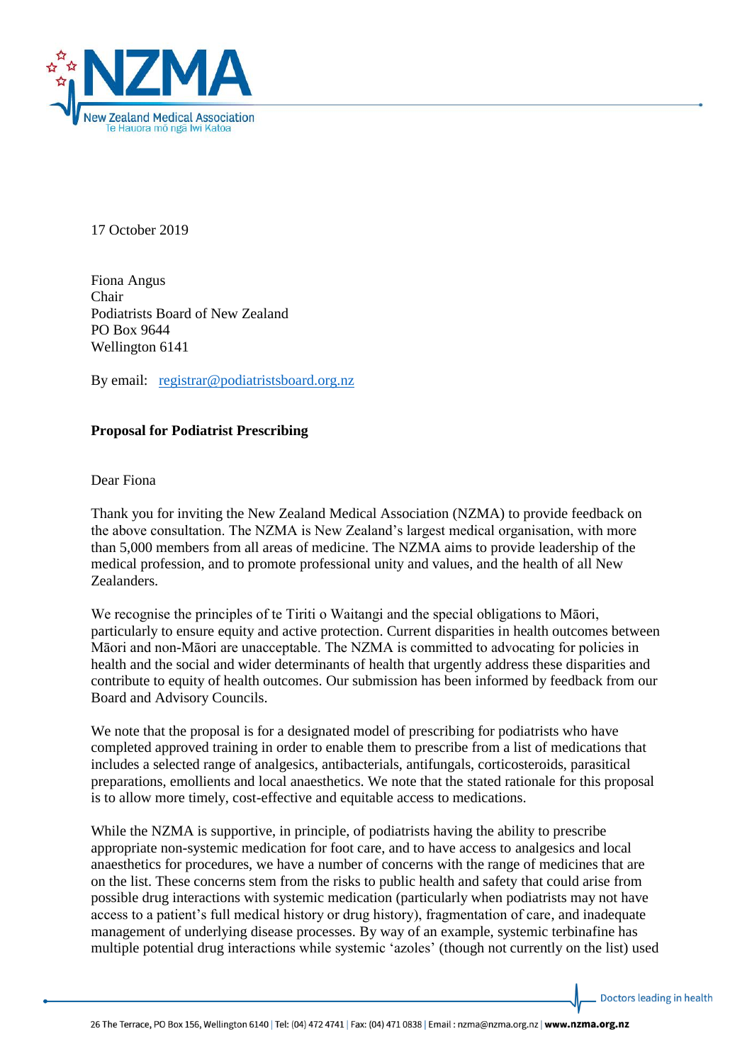17 October 2019

Fiona Angus  
Chair  
Podiatrists Board of New Zealand  
PO Box 9644  
Wellington 6141

By email: registrar@podiatristsboard.org.nz

**Proposal for Podiatrist Prescribing**

Dear Fiona

Thank you for inviting the New Zealand Medical Association (NZMA) to provide feedback on the above consultation. The NZMA is New Zealand's largest medical organisation, with more than 5,000 members from all areas of medicine. The NZMA aims to provide leadership of the medical profession, and to promote professional unity and values, and the health of all New Zealanders.

We recognise the principles of te Tiriti o Waitangi and the special obligations to Māori, particularly to ensure equity and active protection. Current disparities in health outcomes between Māori and non-Māori are unacceptable. The NZMA is committed to advocating for policies in health and the social and wider determinants of health that urgently address these disparities and contribute to equity of health outcomes. Our submission has been informed by feedback from our Board and Advisory Councils.

We note that the proposal is for a designated model of prescribing for podiatrists who have completed approved training in order to enable them to prescribe from a list of medications that includes a selected range of analgesics, antibacterials, antifungals, corticosteroids, parasitical preparations, emollients and local anaesthetics. We note that the stated rationale for this proposal is to allow more timely, cost-effective and equitable access to medications.

While the NZMA is supportive, in principle, of podiatrists having the ability to prescribe appropriate non-systemic medication for foot care, and to have access to analgesics and local anaesthetics for procedures, we have a number of concerns with the range of medicines that are on the list. These concerns stem from the risks to public health and safety that could arise from possible drug interactions with systemic medication (particularly when podiatrists may not have access to a patient's full medical history or drug history), fragmentation of care, and inadequate management of underlying disease processes. By way of an example, systemic terbinafine has multiple potential drug interactions while systemic 'azoles' (though not currently on the list) used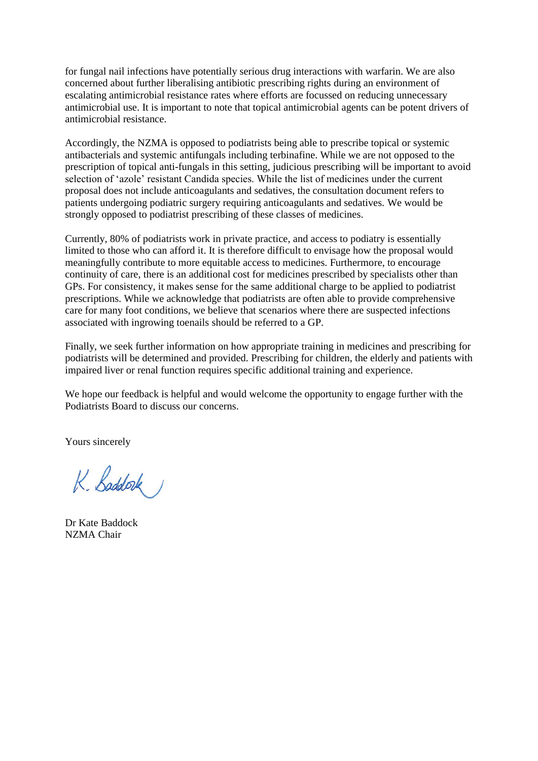for fungal nail infections have potentially serious drug interactions with warfarin. We are also concerned about further liberalising antibiotic prescribing rights during an environment of escalating antimicrobial resistance rates where efforts are focussed on reducing unnecessary antimicrobial use. It is important to note that topical antimicrobial agents can be potent drivers of antimicrobial resistance.

Accordingly, the NZMA is opposed to podiatrists being able to prescribe topical or systemic antibacterials and systemic antifungals including terbinafine. While we are not opposed to the prescription of topical anti-fungals in this setting, judicious prescribing will be important to avoid selection of 'azole' resistant Candida species. While the list of medicines under the current proposal does not include anticoagulants and sedatives, the consultation document refers to patients undergoing podiatric surgery requiring anticoagulants and sedatives. We would be strongly opposed to podiatrist prescribing of these classes of medicines.

Currently, 80% of podiatrists work in private practice, and access to podiatry is essentially limited to those who can afford it. It is therefore difficult to envisage how the proposal would meaningfully contribute to more equitable access to medicines. Furthermore, to encourage continuity of care, there is an additional cost for medicines prescribed by specialists other than GPs. For consistency, it makes sense for the same additional charge to be applied to podiatrist prescriptions. While we acknowledge that podiatrists are often able to provide comprehensive care for many foot conditions, we believe that scenarios where there are suspected infections associated with ingrowing toenails should be referred to a GP.

Finally, we seek further information on how appropriate training in medicines and prescribing for podiatrists will be determined and provided. Prescribing for children, the elderly and patients with impaired liver or renal function requires specific additional training and experience.

We hope our feedback is helpful and would welcome the opportunity to engage further with the Podiatrists Board to discuss our concerns.

Yours sincerely

K. Baddock

Dr Kate Baddock
NZMA Chair